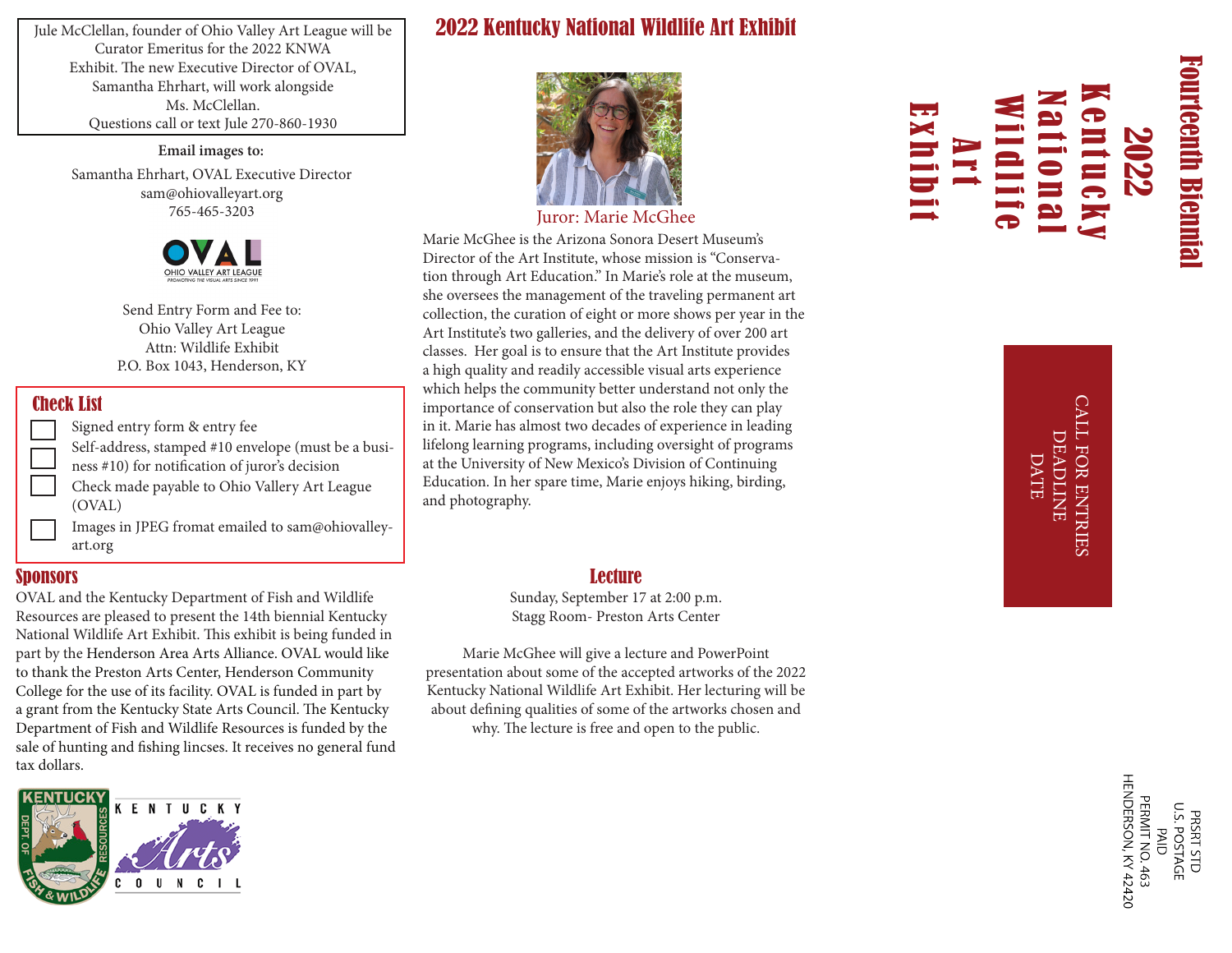Jule McClellan, founder of Ohio Valley Art League will be Curator Emeritus for the 2022 KNWA Exhibit. The new Executive Director of OVAL, Samantha Ehrhart, will work alongside Ms. McClellan.
Questions call or text Jule 270-860-1930

**Email images to:**

Samantha Ehrhart, OVAL Executive Director
sam@ohiovalleyart.org
765-465-3203

OVAL
OHIO VALLEY ART LEAGUE
PROMOTING THE VISUAL ARTS SINCE 1991

Send Entry Form and Fee to:
Ohio Valley Art League
Attn: Wildlife Exhibit
P.O. Box 1043, Henderson, KY

## Check List

- [ ] Signed entry form & entry fee
- [ ] Self-address, stamped #10 envelope (must be a business #10) for notification of juror's decision
- [ ] Check made payable to Ohio Vallery Art League (OVAL)
- [ ] Images in JPEG fromat emailed to sam@ohiovalley-art.org

## Sponsors

OVAL and the Kentucky Department of Fish and Wildlife Resources are pleased to present the 14th biennial Kentucky National Wildlife Art Exhibit. This exhibit is being funded in part by the Henderson Area Arts Alliance. OVAL would like to thank the Preston Arts Center, Henderson Community College for the use of its facility. OVAL is funded in part by a grant from the Kentucky State Arts Council. The Kentucky Department of Fish and Wildlife Resources is funded by the sale of hunting and fishing lincses. It receives no general fund tax dollars.

KENTUCKY DEPT. OF FISH & WILDLIFE RESOURCES

KENTUCKY Arts COUNCIL

## 2022 Kentucky National Wildlife Art Exhibit

Juror: Marie McGhee

Marie McGhee is the Arizona Sonora Desert Museum's Director of the Art Institute, whose mission is "Conservation through Art Education." In Marie's role at the museum, she oversees the management of the traveling permanent art collection, the curation of eight or more shows per year in the Art Institute's two galleries, and the delivery of over 200 art classes. Her goal is to ensure that the Art Institute provides a high quality and readily accessible visual arts experience which helps the community better understand not only the importance of conservation but also the role they can play in it. Marie has almost two decades of experience in leading lifelong learning programs, including oversight of programs at the University of New Mexico's Division of Continuing Education. In her spare time, Marie enjoys hiking, birding, and photography.

## Lecture

Sunday, September 17 at 2:00 p.m.
Stagg Room- Preston Arts Center

Marie McGhee will give a lecture and PowerPoint presentation about some of the accepted artworks of the 2022 Kentucky National Wildlife Art Exhibit. Her lecturing will be about defining qualities of some of the artworks chosen and why. The lecture is free and open to the public.

# Fourteenth Biennial 2022 Kentucky National Wildlife Art Exhibit

CALL FOR ENTRIES
DEADLINE
DATE

PRSRT STD
U.S. POSTAGE
PAID
PERMIT NO. 463
HENDERSON, KY 42420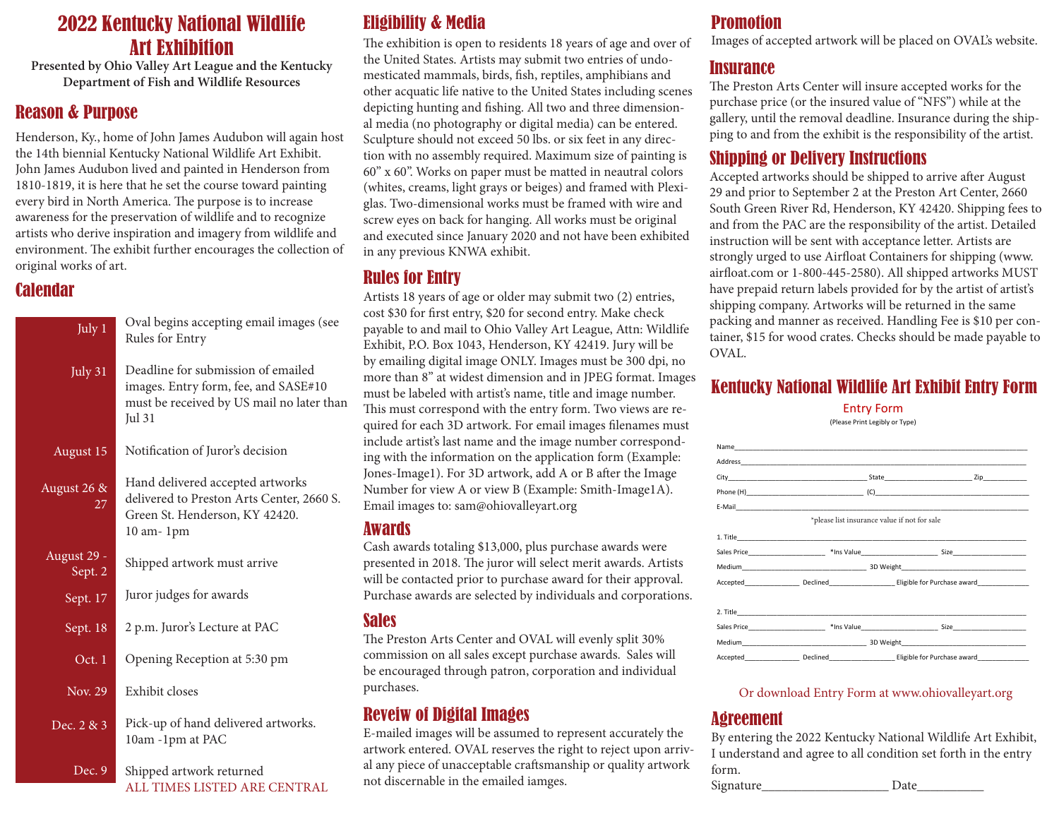# 2022 Kentucky National Wildlife Art Exhibition

**Presented by Ohio Valley Art League and the Kentucky Department of Fish and Wildlife Resources**

## Reason & Purpose

Henderson, Ky., home of John James Audubon will again host the 14th biennial Kentucky National Wildlife Art Exhibit. John James Audubon lived and painted in Henderson from 1810-1819, it is here that he set the course toward painting every bird in North America. The purpose is to increase awareness for the preservation of wildlife and to recognize artists who derive inspiration and imagery from wildlife and environment. The exhibit further encourages the collection of original works of art.

## Calendar

| | |
|---|---|
| July 1 | Oval begins accepting email images (see Rules for Entry |
| July 31 | Deadline for submission of emailed images. Entry form, fee, and SASE#10 must be received by US mail no later than Jul 31 |
| August 15 | Notification of Juror's decision |
| August 26 & 27 | Hand delivered accepted artworks delivered to Preston Arts Center, 2660 S. Green St. Henderson, KY 42420. 10 am- 1pm |
| August 29 - Sept. 2 | Shipped artwork must arrive |
| Sept. 17 | Juror judges for awards |
| Sept. 18 | 2 p.m. Juror's Lecture at PAC |
| Oct. 1 | Opening Reception at 5:30 pm |
| Nov. 29 | Exhibit closes |
| Dec. 2 & 3 | Pick-up of hand delivered artworks. 10am -1pm at PAC |
| Dec. 9 | Shipped artwork returned |

ALL TIMES LISTED ARE CENTRAL

## Eligibility & Media

The exhibition is open to residents 18 years of age and over of the United States. Artists may submit two entries of undomesticated mammals, birds, fish, reptiles, amphibians and other acquatic life native to the United States including scenes depicting hunting and fishing. All two and three dimensional media (no photography or digital media) can be entered. Sculpture should not exceed 50 lbs. or six feet in any direction with no assembly required. Maximum size of painting is 60" x 60". Works on paper must be matted in neutral colors (whites, creams, light grays or beiges) and framed with Plexiglas. Two-dimensional works must be framed with wire and screw eyes on back for hanging. All works must be original and executed since January 2020 and not have been exhibited in any previous KNWA exhibit.

## Rules for Entry

Artists 18 years of age or older may submit two (2) entries, cost $30 for first entry, $20 for second entry. Make check payable to and mail to Ohio Valley Art League, Attn: Wildlife Exhibit, P.O. Box 1043, Henderson, KY 42419. Jury will be by emailing digital image ONLY. Images must be 300 dpi, no more than 8" at widest dimension and in JPEG format. Images must be labeled with artist's name, title and image number. This must correspond with the entry form. Two views are required for each 3D artwork. For email images filenames must include artist's last name and the image number corresponding with the information on the application form (Example: Jones-Image1). For 3D artwork, add A or B after the Image Number for view A or view B (Example: Smith-Image1A). Email images to: sam@ohiovalleyart.org

## Awards

Cash awards totaling $13,000, plus purchase awards were presented in 2018. The juror will select merit awards. Artists will be contacted prior to purchase award for their approval. Purchase awards are selected by individuals and corporations.

## Sales

The Preston Arts Center and OVAL will evenly split 30% commission on all sales except purchase awards. Sales will be encouraged through patron, corporation and individual purchases.

## Reveiw of Digital Images

E-mailed images will be assumed to represent accurately the artwork entered. OVAL reserves the right to reject upon arrival any piece of unacceptable craftsmanship or quality artwork not discernable in the emailed iamges.

## Promotion

Images of accepted artwork will be placed on OVAL's website.

## Insurance

The Preston Arts Center will insure accepted works for the purchase price (or the insured value of "NFS") while at the gallery, until the removal deadline. Insurance during the shipping to and from the exhibit is the responsibility of the artist.

## Shipping or Delivery Instructions

Accepted artworks should be shipped to arrive after August 29 and prior to September 2 at the Preston Art Center, 2660 South Green River Rd, Henderson, KY 42420. Shipping fees to and from the PAC are the responsibility of the artist. Detailed instruction will be sent with acceptance letter. Artists are strongly urged to use Airfloat Containers for shipping (www.airfloat.com or 1-800-445-2580). All shipped artworks MUST have prepaid return labels provided for by the artist of artist's shipping company. Artworks will be returned in the same packing and manner as received. Handling Fee is $10 per container, $15 for wood crates. Checks should be made payable to OVAL.

## Kentucky National Wildlife Art Exhibit Entry Form

Entry Form

(Please Print Legibly or Type)

Name_______________________________________________

Address_______________________________________________

City_______________________ State_______________ Zip________

Phone (H)_____________________ (C)_______________________

E-Mail_______________________________________________

*please list insurance value if not for sale

1. Title_______________________________________________

Sales Price_____________ *Ins Value_____________ Size_____________

Medium_____________________ 3D Weight_____________________

Accepted__________ Declined____________ Eligible for Purchase award__________

2. Title_______________________________________________

Sales Price_____________ *Ins Value_____________ Size_____________

Medium_____________________ 3D Weight_____________________

Accepted__________ Declined____________ Eligible for Purchase award__________

Or download Entry Form at www.ohiovalleyart.org

## Agreement

By entering the 2022 Kentucky National Wildlife Art Exhibit, I understand and agree to all condition set forth in the entry form.

Signature____________________ Date__________